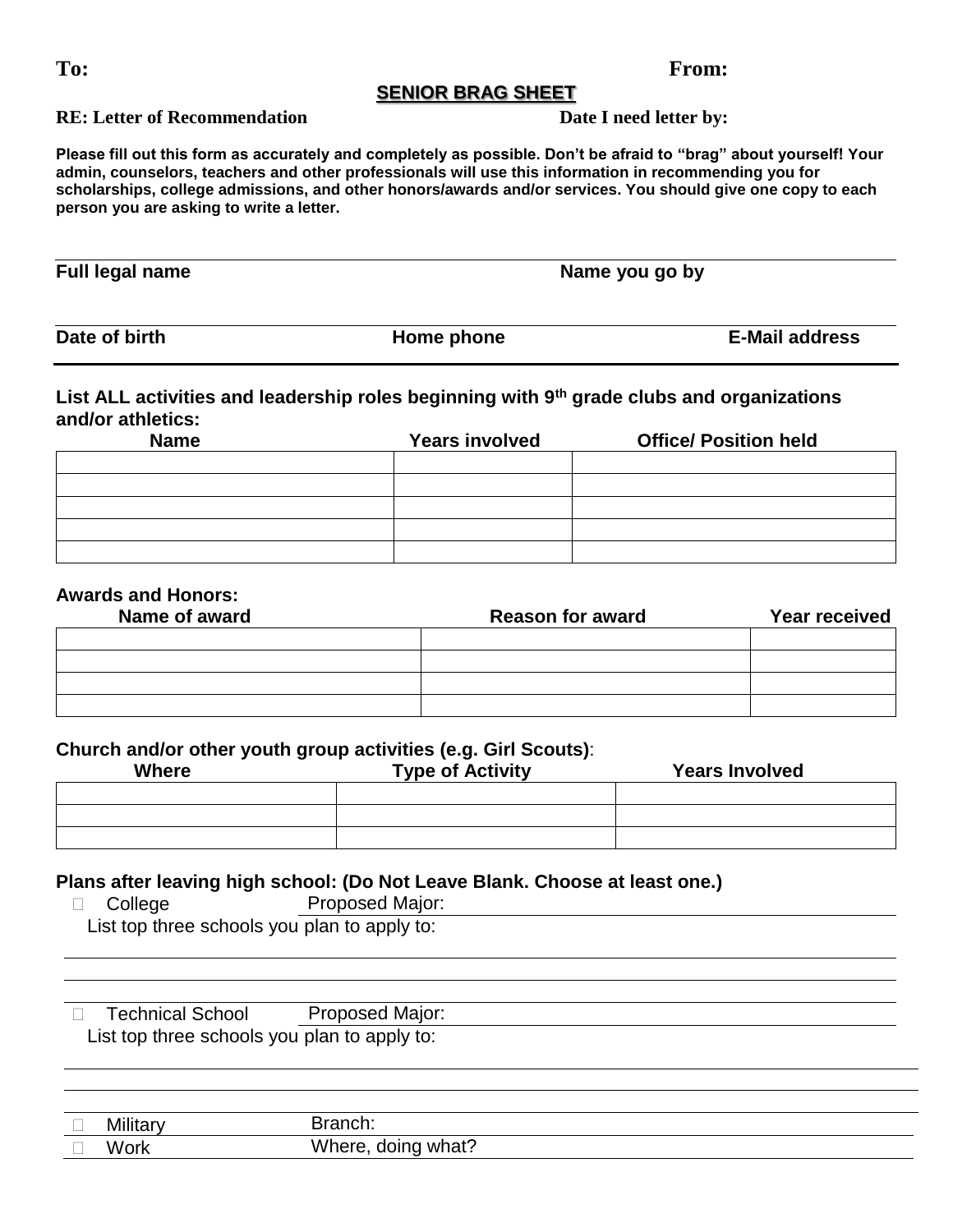**To:** **From:**

## SENIOR BRAG SHEET

**RE: Letter of Recommendation** **Date I need letter by:**

**Please fill out this form as accurately and completely as possible. Don't be afraid to "brag" about yourself! Your admin, counselors, teachers and other professionals will use this information in recommending you for scholarships, college admissions, and other honors/awards and/or services. You should give one copy to each person you are asking to write a letter.**

**Full legal name** **Name you go by**

**Date of birth** **Home phone** **E-Mail address**

**List ALL activities and leadership roles beginning with 9th grade clubs and organizations and/or athletics:**

| Name | Years involved | Office/ Position held |
|---|---|---|
| | | |
| | | |
| | | |
| | | |
| | | |

**Awards and Honors:**

| Name of award | Reason for award | Year received |
|---|---|---|
| | | |
| | | |
| | | |
| | | |

**Church and/or other youth group activities (e.g. Girl Scouts):**

| Where | Type of Activity | Years Involved |
|---|---|---|
| | | |
| | | |
| | | |

**Plans after leaving high school: (Do Not Leave Blank. Choose at least one.)**

- ☐ College — Proposed Major:
  
  List top three schools you plan to apply to:

- ☐ Technical School — Proposed Major:
  
  List top three schools you plan to apply to:

- ☐ Military — Branch:
- ☐ Work — Where, doing what?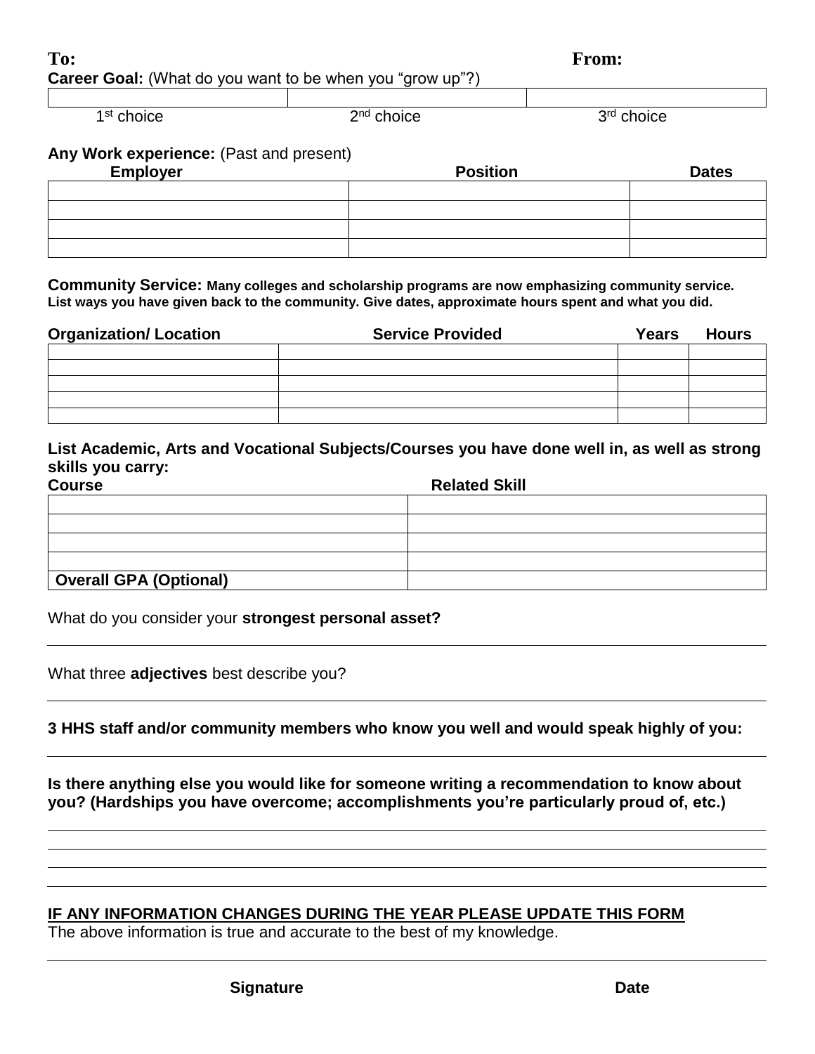**To:** **From:**

**Career Goal:** (What do you want to be when you "grow up"?)

| | | |
|---|---|---|
| | | |
| 1st choice | 2nd choice | 3rd choice |

**Any Work experience:** (Past and present)

| Employer | Position | Dates |
|---|---|---|
| | | |
| | | |
| | | |
| | | |

**Community Service:** **Many colleges and scholarship programs are now emphasizing community service. List ways you have given back to the community. Give dates, approximate hours spent and what you did.**

| Organization/ Location | Service Provided | Years | Hours |
|---|---|---|---|
| | | | |
| | | | |
| | | | |
| | | | |
| | | | |

**List Academic, Arts and Vocational Subjects/Courses you have done well in, as well as strong skills you carry:**

| Course | Related Skill |
|---|---|
| | |
| | |
| | |
| | |
| **Overall GPA (Optional)** | |

What do you consider your **strongest personal asset?**

---

What three **adjectives** best describe you?

---

**3 HHS staff and/or community members who know you well and would speak highly of you:**

---

**Is there anything else you would like for someone writing a recommendation to know about you? (Hardships you have overcome; accomplishments you're particularly proud of, etc.)**

---

---

---

---

**IF ANY INFORMATION CHANGES DURING THE YEAR PLEASE UPDATE THIS FORM**

The above information is true and accurate to the best of my knowledge.

---

**Signature** **Date**